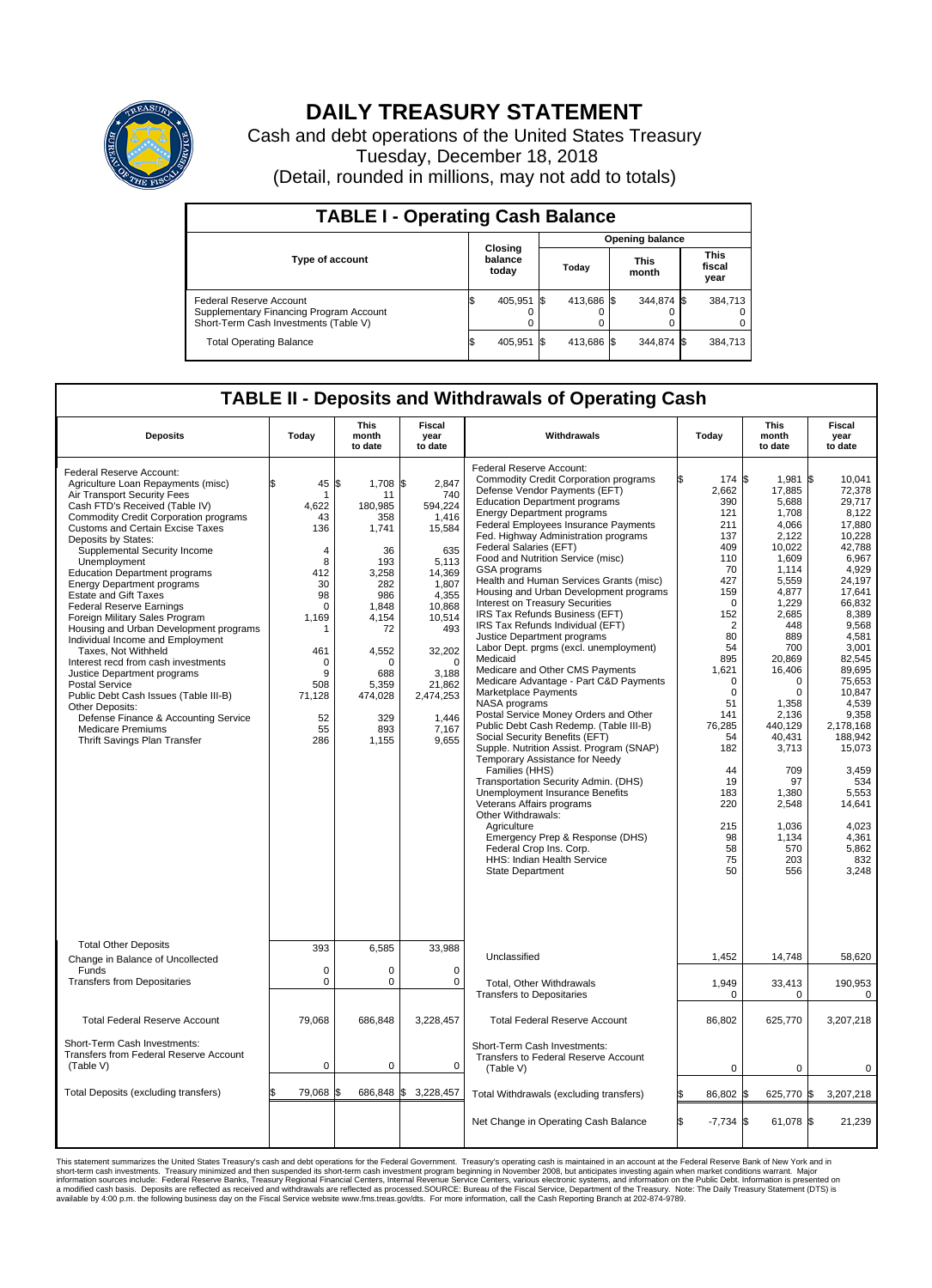# DAILY TREASURY STATEMENT

Cash and debt operations of the United States Treasury
Tuesday, December 18, 2018
(Detail, rounded in millions, may not add to totals)

## TABLE I - Operating Cash Balance

| Type of account | Closing balance today | Opening balance Today | Opening balance This month | Opening balance This fiscal year |
|---|---|---|---|---|
| Federal Reserve Account | $ 405,951 | $ 413,686 | $ 344,874 | $ 384,713 |
| Supplementary Financing Program Account | 0 | 0 | 0 | 0 |
| Short-Term Cash Investments (Table V) | 0 | 0 | 0 | 0 |
| Total Operating Balance | $ 405,951 | $ 413,686 | $ 344,874 | $ 384,713 |

## TABLE II - Deposits and Withdrawals of Operating Cash

| Deposits | Today | This month to date | Fiscal year to date |
|---|---|---|---|
| Federal Reserve Account: | | | |
| Agriculture Loan Repayments (misc) | $ 45 | $ 1,708 | $ 2,847 |
| Air Transport Security Fees | 1 | 11 | 740 |
| Cash FTD's Received (Table IV) | 4,622 | 180,985 | 594,224 |
| Commodity Credit Corporation programs | 43 | 358 | 1,416 |
| Customs and Certain Excise Taxes | 136 | 1,741 | 15,584 |
| Deposits by States: | | | |
| Supplemental Security Income | 4 | 36 | 635 |
| Unemployment | 8 | 193 | 5,113 |
| Education Department programs | 412 | 3,258 | 14,369 |
| Energy Department programs | 30 | 282 | 1,807 |
| Estate and Gift Taxes | 98 | 986 | 4,355 |
| Federal Reserve Earnings | 0 | 1,848 | 10,868 |
| Foreign Military Sales Program | 1,169 | 4,154 | 10,514 |
| Housing and Urban Development programs | 1 | 72 | 493 |
| Individual Income and Employment Taxes, Not Withheld | 461 | 4,552 | 32,202 |
| Interest recd from cash investments | 0 | 0 | 0 |
| Justice Department programs | 9 | 688 | 3,188 |
| Postal Service | 508 | 5,359 | 21,862 |
| Public Debt Cash Issues (Table III-B) | 71,128 | 474,028 | 2,474,253 |
| Other Deposits: | | | |
| Defense Finance & Accounting Service | 52 | 329 | 1,446 |
| Medicare Premiums | 55 | 893 | 7,167 |
| Thrift Savings Plan Transfer | 286 | 1,155 | 9,655 |
| Total Other Deposits | 393 | 6,585 | 33,988 |
| Change in Balance of Uncollected Funds | 0 | 0 | 0 |
| Transfers from Depositaries | 0 | 0 | 0 |
| Total Federal Reserve Account | 79,068 | 686,848 | 3,228,457 |
| Short-Term Cash Investments: Transfers from Federal Reserve Account (Table V) | 0 | 0 | 0 |
| Total Deposits (excluding transfers) | $ 79,068 | $ 686,848 | $ 3,228,457 |

| Withdrawals | Today | This month to date | Fiscal year to date |
|---|---|---|---|
| Federal Reserve Account: | | | |
| Commodity Credit Corporation programs | $ 174 | $ 1,981 | $ 10,041 |
| Defense Vendor Payments (EFT) | 2,662 | 17,885 | 72,378 |
| Education Department programs | 390 | 5,688 | 29,717 |
| Energy Department programs | 121 | 1,708 | 8,122 |
| Federal Employees Insurance Payments | 211 | 4,066 | 17,880 |
| Fed. Highway Administration programs | 137 | 2,122 | 10,228 |
| Federal Salaries (EFT) | 409 | 10,022 | 42,788 |
| Food and Nutrition Service (misc) | 110 | 1,609 | 6,967 |
| GSA programs | 70 | 1,114 | 4,929 |
| Health and Human Services Grants (misc) | 427 | 5,559 | 24,197 |
| Housing and Urban Development programs | 159 | 4,877 | 17,641 |
| Interest on Treasury Securities | 0 | 1,229 | 66,832 |
| IRS Tax Refunds Business (EFT) | 152 | 2,685 | 8,389 |
| IRS Tax Refunds Individual (EFT) | 2 | 448 | 9,568 |
| Justice Department programs | 80 | 889 | 4,581 |
| Labor Dept. prgms (excl. unemployment) | 54 | 700 | 3,001 |
| Medicaid | 895 | 20,869 | 82,545 |
| Medicare and Other CMS Payments | 1,621 | 16,406 | 89,695 |
| Medicare Advantage - Part C&D Payments | 0 | 0 | 75,653 |
| Marketplace Payments | 0 | 0 | 10,847 |
| NASA programs | 51 | 1,358 | 4,539 |
| Postal Service Money Orders and Other | 141 | 2,136 | 9,358 |
| Public Debt Cash Redemp. (Table III-B) | 76,285 | 440,129 | 2,178,168 |
| Social Security Benefits (EFT) | 54 | 40,431 | 188,942 |
| Supple. Nutrition Assist. Program (SNAP) | 182 | 3,713 | 15,073 |
| Temporary Assistance for Needy Families (HHS) | 44 | 709 | 3,459 |
| Transportation Security Admin. (DHS) | 19 | 97 | 534 |
| Unemployment Insurance Benefits | 183 | 1,380 | 5,553 |
| Veterans Affairs programs | 220 | 2,548 | 14,641 |
| Other Withdrawals: | | | |
| Agriculture | 215 | 1,036 | 4,023 |
| Emergency Prep & Response (DHS) | 98 | 1,134 | 4,361 |
| Federal Crop Ins. Corp. | 58 | 570 | 5,862 |
| HHS: Indian Health Service | 75 | 203 | 832 |
| State Department | 50 | 556 | 3,248 |
| Unclassified | 1,452 | 14,748 | 58,620 |
| Total, Other Withdrawals | 1,949 | 33,413 | 190,953 |
| Transfers to Depositaries | 0 | 0 | 0 |
| Total Federal Reserve Account | 86,802 | 625,770 | 3,207,218 |
| Short-Term Cash Investments: Transfers to Federal Reserve Account (Table V) | 0 | 0 | 0 |
| Total Withdrawals (excluding transfers) | $ 86,802 | $ 625,770 | $ 3,207,218 |
| Net Change in Operating Cash Balance | $ -7,734 | $ 61,078 | $ 21,239 |

This statement summarizes the United States Treasury's cash and debt operations for the Federal Government. Treasury's operating cash is maintained in an account at the Federal Reserve Bank of New York and in short-term cash investments. Treasury minimized and then suspended its short-term cash investment program beginning in November 2008, but anticipates investing again when market conditions warrant. Major information sources include: Federal Reserve Banks, Treasury Regional Financial Centers, Internal Revenue Service Centers, various electronic systems, and information on the Public Debt. Information is presented on a modified cash basis. Deposits are reflected as received and withdrawals are reflected as processed.SOURCE: Bureau of the Fiscal Service, Department of the Treasury. Note: The Daily Treasury Statement (DTS) is available by 4:00 p.m. the following business day on the Fiscal Service website www.fms.treas.gov/dts. For more information, call the Cash Reporting Branch at 202-874-9789.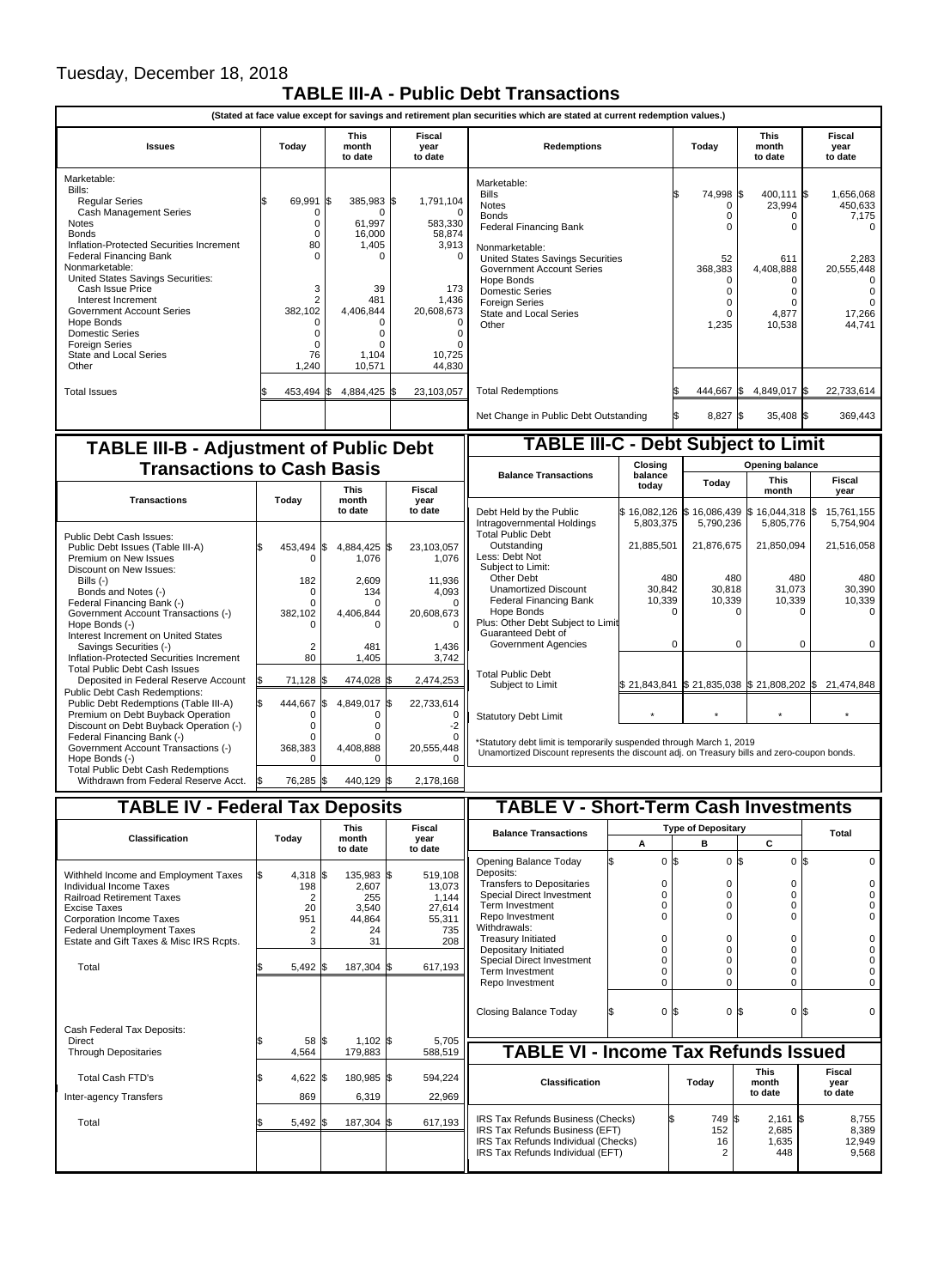Tuesday, December 18, 2018

# TABLE III-A - Public Debt Transactions

(Stated at face value except for savings and retirement plan securities which are stated at current redemption values.)

| Issues | Today | This month to date | Fiscal year to date |
|---|---|---|---|
| Marketable: | | | |
| Bills: | | | |
| Regular Series | $ 69,991 | $ 385,983 | $ 1,791,104 |
| Cash Management Series | 0 | 0 | 0 |
| Notes | 0 | 61,997 | 583,330 |
| Bonds | 0 | 16,000 | 58,874 |
| Inflation-Protected Securities Increment | 80 | 1,405 | 3,913 |
| Federal Financing Bank | 0 | 0 | 0 |
| Nonmarketable: | | | |
| United States Savings Securities: | | | |
| Cash Issue Price | 3 | 39 | 173 |
| Interest Increment | 2 | 481 | 1,436 |
| Government Account Series | 382,102 | 4,406,844 | 20,608,673 |
| Hope Bonds | 0 | 0 | 0 |
| Domestic Series | 0 | 0 | 0 |
| Foreign Series | 0 | 0 | 0 |
| State and Local Series | 76 | 1,104 | 10,725 |
| Other | 1,240 | 10,571 | 44,830 |
| Total Issues | $ 453,494 | $ 4,884,425 | $ 23,103,057 |

| Redemptions | Today | This month to date | Fiscal year to date |
|---|---|---|---|
| Marketable: | | | |
| Bills | $ 74,998 | $ 400,111 | $ 1,656,068 |
| Notes | 0 | 23,994 | 450,633 |
| Bonds | 0 | 0 | 7,175 |
| Federal Financing Bank | 0 | 0 | 0 |
| Nonmarketable: | | | |
| United States Savings Securities | 52 | 611 | 2,283 |
| Government Account Series | 368,383 | 4,408,888 | 20,555,448 |
| Hope Bonds | 0 | 0 | 0 |
| Domestic Series | 0 | 0 | 0 |
| Foreign Series | 0 | 0 | 0 |
| State and Local Series | 0 | 4,877 | 17,266 |
| Other | 1,235 | 10,538 | 44,741 |
| Total Redemptions | $ 444,667 | $ 4,849,017 | $ 22,733,614 |
| Net Change in Public Debt Outstanding | $ 8,827 | $ 35,408 | $ 369,443 |

# TABLE III-B - Adjustment of Public Debt Transactions to Cash Basis

| Transactions | Today | This month to date | Fiscal year to date |
|---|---|---|---|
| Public Debt Cash Issues: | | | |
| Public Debt Issues (Table III-A) | $ 453,494 | $ 4,884,425 | $ 23,103,057 |
| Premium on New Issues | 0 | 1,076 | 1,076 |
| Discount on New Issues: | | | |
| Bills (-) | 182 | 2,609 | 11,936 |
| Bonds and Notes (-) | 0 | 134 | 4,093 |
| Federal Financing Bank (-) | 0 | 0 | 0 |
| Government Account Transactions (-) | 382,102 | 4,406,844 | 20,608,673 |
| Hope Bonds (-) | 0 | 0 | 0 |
| Interest Increment on United States Savings Securities (-) | 2 | 481 | 1,436 |
| Inflation-Protected Securities Increment | 80 | 1,405 | 3,742 |
| Total Public Debt Cash Issues Deposited in Federal Reserve Account | $ 71,128 | $ 474,028 | $ 2,474,253 |
| Public Debt Cash Redemptions: | | | |
| Public Debt Redemptions (Table III-A) | $ 444,667 | $ 4,849,017 | $ 22,733,614 |
| Premium on Debt Buyback Operation | 0 | 0 | 0 |
| Discount on Debt Buyback Operation (-) | 0 | 0 | -2 |
| Federal Financing Bank (-) | 0 | 0 | 0 |
| Government Account Transactions (-) | 368,383 | 4,408,888 | 20,555,448 |
| Hope Bonds (-) | 0 | 0 | 0 |
| Total Public Debt Cash Redemptions Withdrawn from Federal Reserve Acct. | $ 76,285 | $ 440,129 | $ 2,178,168 |

# TABLE III-C - Debt Subject to Limit

| Balance Transactions | Closing balance today | Opening balance Today | Opening balance This month | Opening balance Fiscal year |
|---|---|---|---|---|
| Debt Held by the Public | $ 16,082,126 | $ 16,086,439 | $ 16,044,318 | $ 15,761,155 |
| Intragovernmental Holdings | 5,803,375 | 5,790,236 | 5,805,776 | 5,754,904 |
| Total Public Debt Outstanding | 21,885,501 | 21,876,675 | 21,850,094 | 21,516,058 |
| Less: Debt Not Subject to Limit: | | | | |
| Other Debt | 480 | 480 | 480 | 480 |
| Unamortized Discount | 30,842 | 30,818 | 31,073 | 30,390 |
| Federal Financing Bank | 10,339 | 10,339 | 10,339 | 10,339 |
| Hope Bonds | 0 | 0 | 0 | 0 |
| Plus: Other Debt Subject to Limit | | | | |
| Guaranteed Debt of Government Agencies | 0 | 0 | 0 | 0 |
| Total Public Debt Subject to Limit | $ 21,843,841 | $ 21,835,038 | $ 21,808,202 | $ 21,474,848 |
| Statutory Debt Limit | * | * | * | * |

*Statutory debt limit is temporarily suspended through March 1, 2019
Unamortized Discount represents the discount adj. on Treasury bills and zero-coupon bonds.

# TABLE IV - Federal Tax Deposits

| Classification | Today | This month to date | Fiscal year to date |
|---|---|---|---|
| Withheld Income and Employment Taxes | $ 4,318 | $ 135,983 | $ 519,108 |
| Individual Income Taxes | 198 | 2,607 | 13,073 |
| Railroad Retirement Taxes | 2 | 255 | 1,144 |
| Excise Taxes | 20 | 3,540 | 27,614 |
| Corporation Income Taxes | 951 | 44,864 | 55,311 |
| Federal Unemployment Taxes | 2 | 24 | 735 |
| Estate and Gift Taxes & Misc IRS Rcpts. | 3 | 31 | 208 |
| Total | $ 5,492 | $ 187,304 | $ 617,193 |
| Cash Federal Tax Deposits: | | | |
| Direct | $ 58 | $ 1,102 | $ 5,705 |
| Through Depositaries | 4,564 | 179,883 | 588,519 |
| Total Cash FTD's | $ 4,622 | $ 180,985 | $ 594,224 |
| Inter-agency Transfers | 869 | 6,319 | 22,969 |
| Total | $ 5,492 | $ 187,304 | $ 617,193 |

# TABLE V - Short-Term Cash Investments

| Balance Transactions | Type of Depositary A | B | C | Total |
|---|---|---|---|---|
| Opening Balance Today | $ 0 | $ 0 | $ 0 | $ 0 |
| Deposits: | | | | |
| Transfers to Depositaries | 0 | 0 | 0 | 0 |
| Special Direct Investment | 0 | 0 | 0 | 0 |
| Term Investment | 0 | 0 | 0 | 0 |
| Repo Investment | 0 | 0 | 0 | 0 |
| Withdrawals: | | | | |
| Treasury Initiated | 0 | 0 | 0 | 0 |
| Depositary Initiated | 0 | 0 | 0 | 0 |
| Special Direct Investment | 0 | 0 | 0 | 0 |
| Term Investment | 0 | 0 | 0 | 0 |
| Repo Investment | 0 | 0 | 0 | 0 |
| Closing Balance Today | $ 0 | $ 0 | $ 0 | $ 0 |

# TABLE VI - Income Tax Refunds Issued

| Classification | Today | This month to date | Fiscal year to date |
|---|---|---|---|
| IRS Tax Refunds Business (Checks) | $ 749 | $ 2,161 | $ 8,755 |
| IRS Tax Refunds Business (EFT) | 152 | 2,685 | 8,389 |
| IRS Tax Refunds Individual (Checks) | 16 | 1,635 | 12,949 |
| IRS Tax Refunds Individual (EFT) | 2 | 448 | 9,568 |